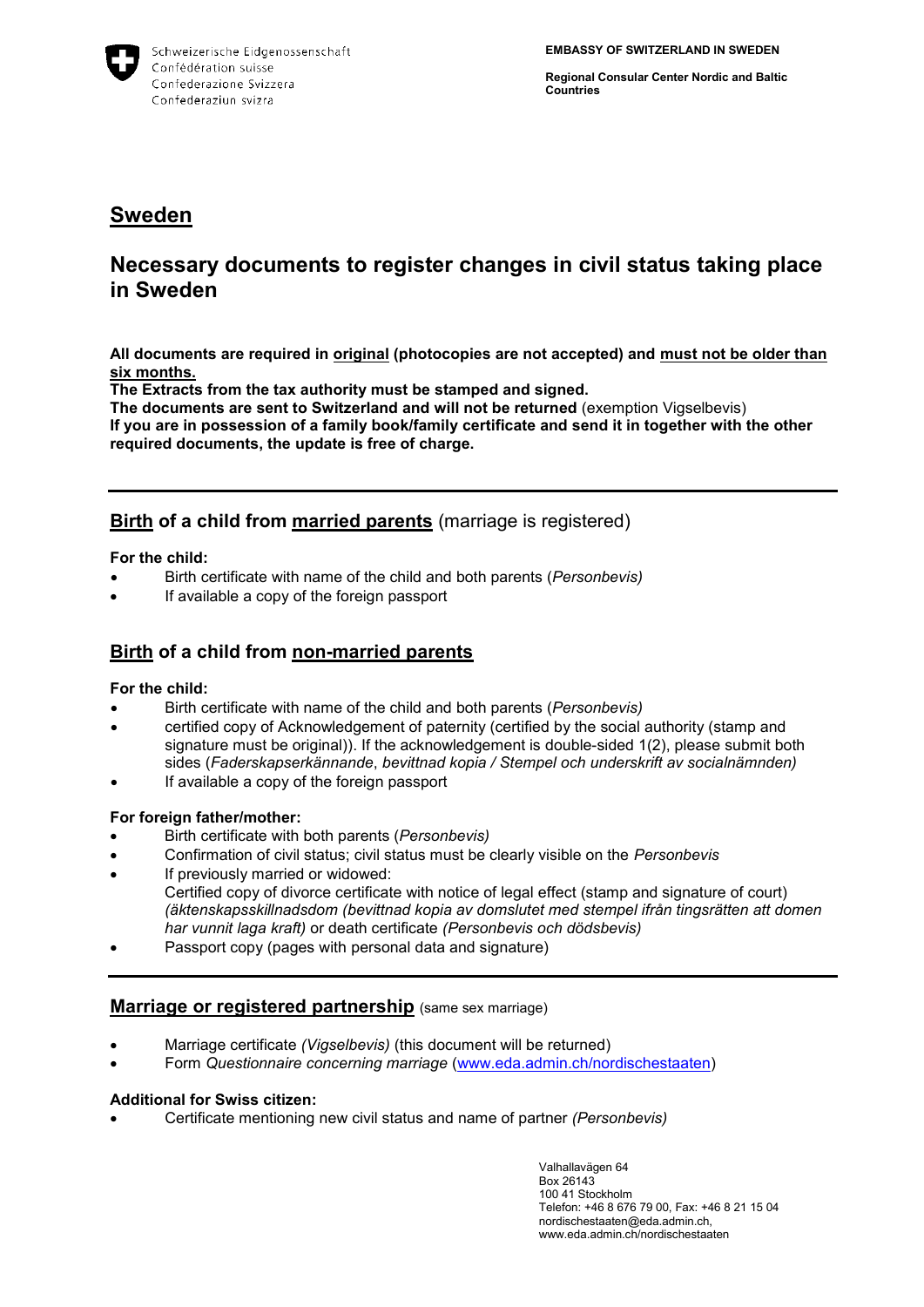Schweizerische Eidgenossenschaft
Confédération suisse
Confederazione Svizzera
Confederaziun svizra

**EMBASSY OF SWITZERLAND IN SWEDEN**

**Regional Consular Center Nordic and Baltic Countries**

# Sweden

## Necessary documents to register changes in civil status taking place in Sweden

**All documents are required in original (photocopies are not accepted) and must not be older than six months.**
**The Extracts from the tax authority must be stamped and signed.**
**The documents are sent to Switzerland and will not be returned** (exemption Vigselbevis)
**If you are in possession of a family book/family certificate and send it in together with the other required documents, the update is free of charge.**

---

### Birth of a child from married parents (marriage is registered)

**For the child:**

- Birth certificate with name of the child and both parents (*Personbevis)*
- If available a copy of the foreign passport

### Birth of a child from non-married parents

**For the child:**

- Birth certificate with name of the child and both parents (*Personbevis)*
- certified copy of Acknowledgement of paternity (certified by the social authority (stamp and signature must be original)). If the acknowledgement is double-sided 1(2), please submit both sides (*Faderskapserkännande*, *bevittnad kopia / Stempel och underskrift av socialnämnden)*
- If available a copy of the foreign passport

**For foreign father/mother:**

- Birth certificate with both parents (*Personbevis)*
- Confirmation of civil status; civil status must be clearly visible on the *Personbevis*
- If previously married or widowed:
  Certified copy of divorce certificate with notice of legal effect (stamp and signature of court) *(äktenskapsskillnadsdom (bevittnad kopia av domslutet med stempel ifrån tingsrätten att domen har vunnit laga kraft)* or death certificate *(Personbevis och dödsbevis)*
- Passport copy (pages with personal data and signature)

---

### Marriage or registered partnership (same sex marriage)

- Marriage certificate *(Vigselbevis)* (this document will be returned)
- Form *Questionnaire concerning marriage* (www.eda.admin.ch/nordischestaaten)

**Additional for Swiss citizen:**

- Certificate mentioning new civil status and name of partner *(Personbevis)*

Valhallavägen 64
Box 26143
100 41 Stockholm
Telefon: +46 8 676 79 00, Fax: +46 8 21 15 04
nordischestaaten@eda.admin.ch,
www.eda.admin.ch/nordischestaaten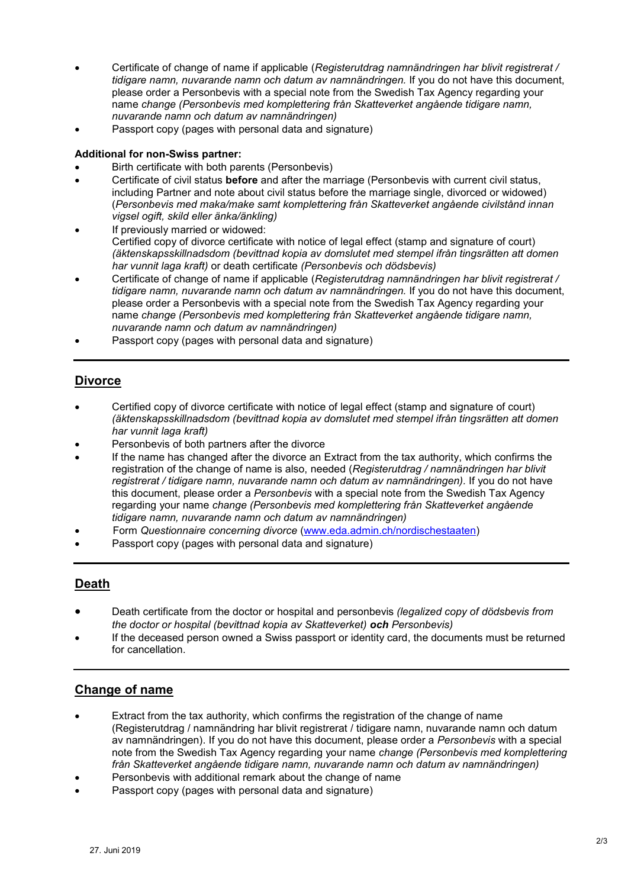- Certificate of change of name if applicable (*Registerutdrag namnändringen har blivit registrerat / tidigare namn, nuvarande namn och datum av namnändringen.* If you do not have this document, please order a Personbevis with a special note from the Swedish Tax Agency regarding your name *change (Personbevis med komplettering från Skatteverket angående tidigare namn, nuvarande namn och datum av namnändringen)*
- Passport copy (pages with personal data and signature)

**Additional for non-Swiss partner:**

- Birth certificate with both parents (Personbevis)
- Certificate of civil status **before** and after the marriage (Personbevis with current civil status, including Partner and note about civil status before the marriage single, divorced or widowed) (*Personbevis med maka/make samt komplettering från Skatteverket angående civilstånd innan vigsel ogift, skild eller änka/änkling)*
- If previously married or widowed:
  Certified copy of divorce certificate with notice of legal effect (stamp and signature of court) *(äktenskapsskillnadsdom (bevittnad kopia av domslutet med stempel ifrån tingsrätten att domen har vunnit laga kraft)* or death certificate *(Personbevis och dödsbevis)*
- Certificate of change of name if applicable (*Registerutdrag namnändringen har blivit registrerat / tidigare namn, nuvarande namn och datum av namnändringen.* If you do not have this document, please order a Personbevis with a special note from the Swedish Tax Agency regarding your name *change (Personbevis med komplettering från Skatteverket angående tidigare namn, nuvarande namn och datum av namnändringen)*
- Passport copy (pages with personal data and signature)

---

## Divorce

- Certified copy of divorce certificate with notice of legal effect (stamp and signature of court) *(äktenskapsskillnadsdom (bevittnad kopia av domslutet med stempel ifrån tingsrätten att domen har vunnit laga kraft)*
- Personbevis of both partners after the divorce
- If the name has changed after the divorce an Extract from the tax authority, which confirms the registration of the change of name is also, needed (*Registerutdrag / namnändringen har blivit registrerat / tidigare namn, nuvarande namn och datum av namnändringen).* If you do not have this document, please order a *Personbevis* with a special note from the Swedish Tax Agency regarding your name *change (Personbevis med komplettering från Skatteverket angående tidigare namn, nuvarande namn och datum av namnändringen)*
- Form *Questionnaire concerning divorce* ([www.eda.admin.ch/nordischestaaten](www.eda.admin.ch/nordischestaaten))
- Passport copy (pages with personal data and signature)

---

## Death

- Death certificate from the doctor or hospital and personbevis *(legalized copy of dödsbevis from the doctor or hospital (bevittnad kopia av Skatteverket)* ***och*** *Personbevis)*
- If the deceased person owned a Swiss passport or identity card, the documents must be returned for cancellation.

---

## Change of name

- Extract from the tax authority, which confirms the registration of the change of name (Registerutdrag / namnändring har blivit registrerat / tidigare namn, nuvarande namn och datum av namnändringen). If you do not have this document, please order a *Personbevis* with a special note from the Swedish Tax Agency regarding your name *change (Personbevis med komplettering från Skatteverket angående tidigare namn, nuvarande namn och datum av namnändringen)*
- Personbevis with additional remark about the change of name
- Passport copy (pages with personal data and signature)

27. Juni 2019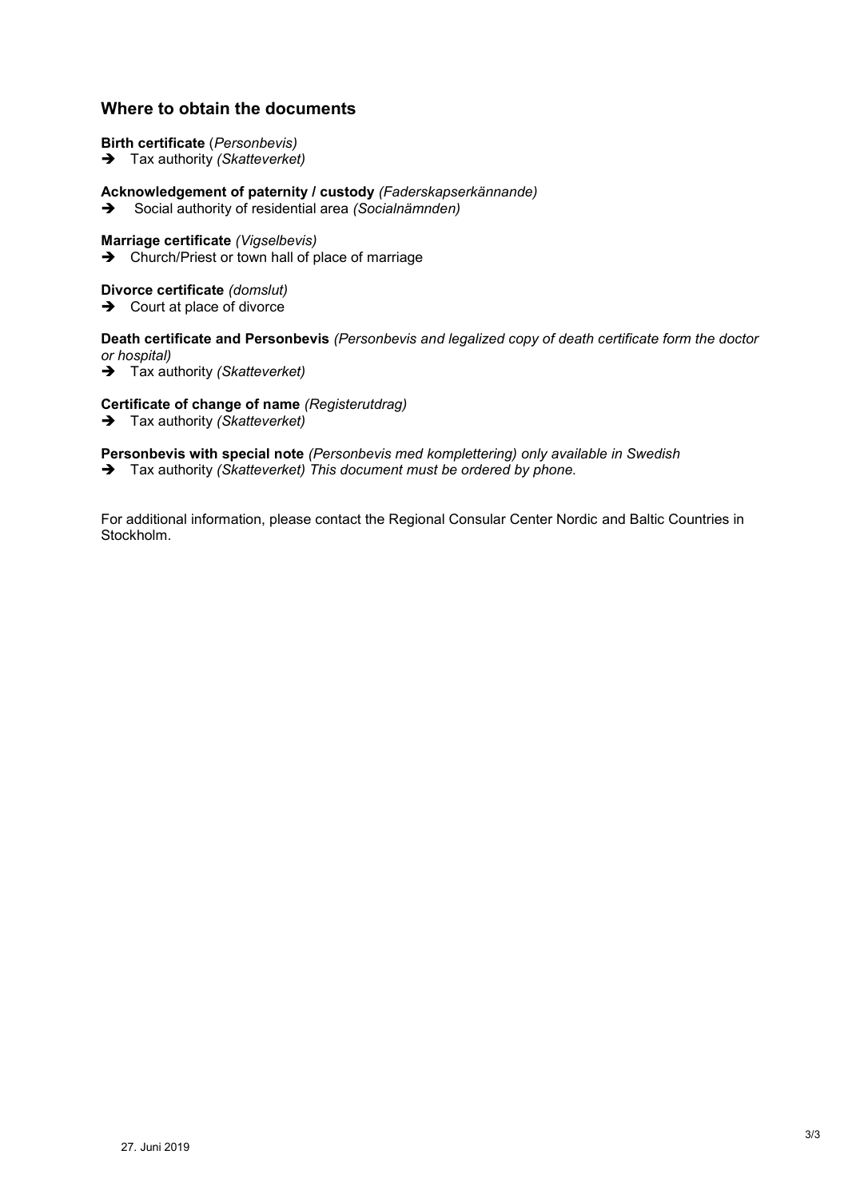## Where to obtain the documents

**Birth certificate** (*Personbevis)*
➔ Tax authority *(Skatteverket)*

**Acknowledgement of paternity / custody** *(Faderskapserkännande)*
➔ Social authority of residential area *(Socialnämnden)*

**Marriage certificate** *(Vigselbevis)*
➔ Church/Priest or town hall of place of marriage

**Divorce certificate** *(domslut)*
➔ Court at place of divorce

**Death certificate and Personbevis** *(Personbevis and legalized copy of death certificate form the doctor or hospital)*
➔ Tax authority *(Skatteverket)*

**Certificate of change of name** *(Registerutdrag)*
➔ Tax authority *(Skatteverket)*

**Personbevis with special note** *(Personbevis med komplettering) only available in Swedish*
➔ Tax authority *(Skatteverket) This document must be ordered by phone.*

For additional information, please contact the Regional Consular Center Nordic and Baltic Countries in Stockholm.

27. Juni 2019